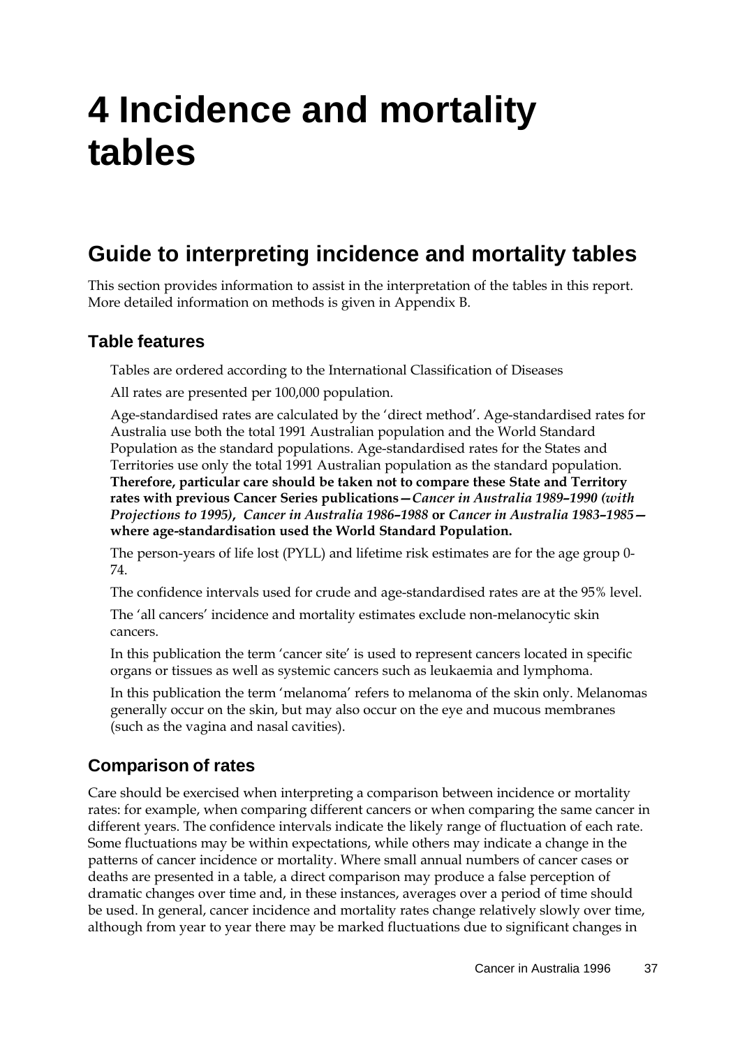# 4 Incidence and mortality tables

## Guide to interpreting incidence and mortality tables

This section provides information to assist in the interpretation of the tables in this report. More detailed information on methods is given in Appendix B.

### Table features

Tables are ordered according to the International Classification of Diseases

All rates are presented per 100,000 population.

Age-standardised rates are calculated by the 'direct method'. Age-standardised rates for Australia use both the total 1991 Australian population and the World Standard Population as the standard populations. Age-standardised rates for the States and Territories use only the total 1991 Australian population as the standard population. **Therefore, particular care should be taken not to compare these State and Territory rates with previous Cancer Series publications—*Cancer in Australia 1989–1990 (with Projections to 1995)*, *Cancer in Australia 1986–1988* or *Cancer in Australia 1983–1985*—where age-standardisation used the World Standard Population.**

The person-years of life lost (PYLL) and lifetime risk estimates are for the age group 0-74.

The confidence intervals used for crude and age-standardised rates are at the 95% level.

The 'all cancers' incidence and mortality estimates exclude non-melanocytic skin cancers.

In this publication the term 'cancer site' is used to represent cancers located in specific organs or tissues as well as systemic cancers such as leukaemia and lymphoma.

In this publication the term 'melanoma' refers to melanoma of the skin only. Melanomas generally occur on the skin, but may also occur on the eye and mucous membranes (such as the vagina and nasal cavities).

### Comparison of rates

Care should be exercised when interpreting a comparison between incidence or mortality rates: for example, when comparing different cancers or when comparing the same cancer in different years. The confidence intervals indicate the likely range of fluctuation of each rate. Some fluctuations may be within expectations, while others may indicate a change in the patterns of cancer incidence or mortality. Where small annual numbers of cancer cases or deaths are presented in a table, a direct comparison may produce a false perception of dramatic changes over time and, in these instances, averages over a period of time should be used. In general, cancer incidence and mortality rates change relatively slowly over time, although from year to year there may be marked fluctuations due to significant changes in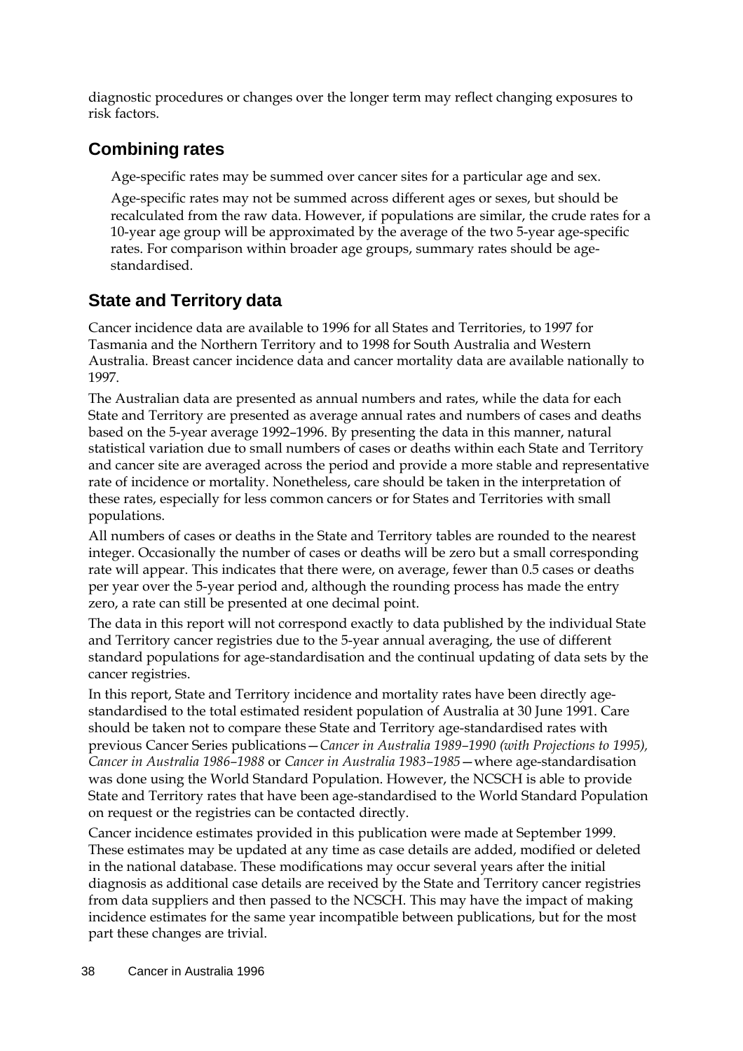diagnostic procedures or changes over the longer term may reflect changing exposures to risk factors.

## Combining rates

Age-specific rates may be summed over cancer sites for a particular age and sex.

Age-specific rates may not be summed across different ages or sexes, but should be recalculated from the raw data. However, if populations are similar, the crude rates for a 10-year age group will be approximated by the average of the two 5-year age-specific rates. For comparison within broader age groups, summary rates should be age-standardised.

## State and Territory data

Cancer incidence data are available to 1996 for all States and Territories, to 1997 for Tasmania and the Northern Territory and to 1998 for South Australia and Western Australia. Breast cancer incidence data and cancer mortality data are available nationally to 1997.

The Australian data are presented as annual numbers and rates, while the data for each State and Territory are presented as average annual rates and numbers of cases and deaths based on the 5-year average 1992–1996. By presenting the data in this manner, natural statistical variation due to small numbers of cases or deaths within each State and Territory and cancer site are averaged across the period and provide a more stable and representative rate of incidence or mortality. Nonetheless, care should be taken in the interpretation of these rates, especially for less common cancers or for States and Territories with small populations.

All numbers of cases or deaths in the State and Territory tables are rounded to the nearest integer. Occasionally the number of cases or deaths will be zero but a small corresponding rate will appear. This indicates that there were, on average, fewer than 0.5 cases or deaths per year over the 5-year period and, although the rounding process has made the entry zero, a rate can still be presented at one decimal point.

The data in this report will not correspond exactly to data published by the individual State and Territory cancer registries due to the 5-year annual averaging, the use of different standard populations for age-standardisation and the continual updating of data sets by the cancer registries.

In this report, State and Territory incidence and mortality rates have been directly age-standardised to the total estimated resident population of Australia at 30 June 1991. Care should be taken not to compare these State and Territory age-standardised rates with previous Cancer Series publications—*Cancer in Australia 1989–1990 (with Projections to 1995), Cancer in Australia 1986–1988* or *Cancer in Australia 1983–1985*—where age-standardisation was done using the World Standard Population. However, the NCSCH is able to provide State and Territory rates that have been age-standardised to the World Standard Population on request or the registries can be contacted directly.

Cancer incidence estimates provided in this publication were made at September 1999. These estimates may be updated at any time as case details are added, modified or deleted in the national database. These modifications may occur several years after the initial diagnosis as additional case details are received by the State and Territory cancer registries from data suppliers and then passed to the NCSCH. This may have the impact of making incidence estimates for the same year incompatible between publications, but for the most part these changes are trivial.